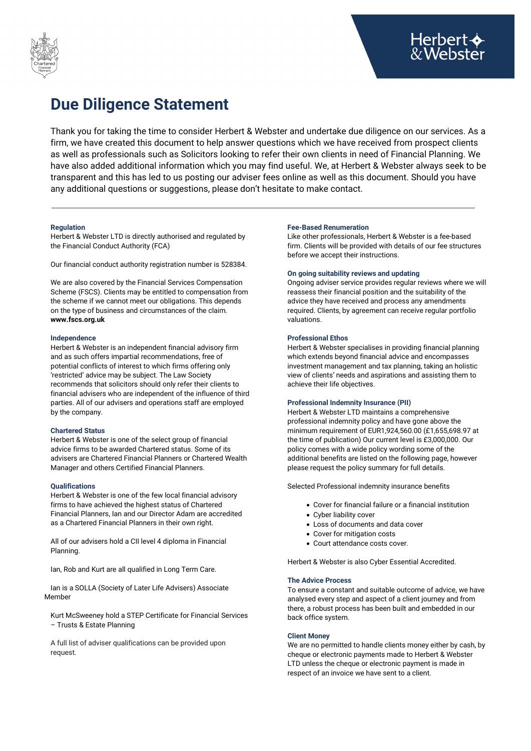# Due Diligence Statement

Thank you for taking the time to consider Herbert & Webster and undertake due diligence on our services. As a firm, we have created this document to help answer questions which we have received from prospect clients as well as professionals such as Solicitors looking to refer their own clients in need of Financial Planning. We have also added additional information which you may find useful. We, at Herbert & Webster always seek to be transparent and this has led to us posting our adviser fees online as well as this document. Should you have any additional questions or suggestions, please don't hesitate to make contact.

---

### Regulation

Herbert & Webster LTD is directly authorised and regulated by the Financial Conduct Authority (FCA)

Our financial conduct authority registration number is 528384.

We are also covered by the Financial Services Compensation Scheme (FSCS). Clients may be entitled to compensation from the scheme if we cannot meet our obligations. This depends on the type of business and circumstances of the claim. **www.fscs.org.uk**

### Independence

Herbert & Webster is an independent financial advisory firm and as such offers impartial recommendations, free of potential conflicts of interest to which firms offering only 'restricted' advice may be subject. The Law Society recommends that solicitors should only refer their clients to financial advisers who are independent of the influence of third parties. All of our advisers and operations staff are employed by the company.

### Chartered Status

Herbert & Webster is one of the select group of financial advice firms to be awarded Chartered status. Some of its advisers are Chartered Financial Planners or Chartered Wealth Manager and others Certified Financial Planners.

### Qualifications

Herbert & Webster is one of the few local financial advisory firms to have achieved the highest status of Chartered Financial Planners, Ian and our Director Adam are accredited as a Chartered Financial Planners in their own right.

All of our advisers hold a CII level 4 diploma in Financial Planning.

Ian, Rob and Kurt are all qualified in Long Term Care.

Ian is a SOLLA (Society of Later Life Advisers) Associate Member

Kurt McSweeney hold a STEP Certificate for Financial Services – Trusts & Estate Planning

A full list of adviser qualifications can be provided upon request.

### Fee-Based Renumeration

Like other professionals, Herbert & Webster is a fee-based firm. Clients will be provided with details of our fee structures before we accept their instructions.

### On going suitability reviews and updating

Ongoing adviser service provides regular reviews where we will reassess their financial position and the suitability of the advice they have received and process any amendments required. Clients, by agreement can receive regular portfolio valuations.

### Professional Ethos

Herbert & Webster specialises in providing financial planning which extends beyond financial advice and encompasses investment management and tax planning, taking an holistic view of clients' needs and aspirations and assisting them to achieve their life objectives.

### Professional Indemnity Insurance (PII)

Herbert & Webster LTD maintains a comprehensive professional indemnity policy and have gone above the minimum requirement of EUR1,924,560.00 (£1,655,698.97 at the time of publication) Our current level is £3,000,000. Our policy comes with a wide policy wording some of the additional benefits are listed on the following page, however please request the policy summary for full details.

Selected Professional indemnity insurance benefits

- Cover for financial failure or a financial institution
- Cyber liability cover
- Loss of documents and data cover
- Cover for mitigation costs
- Court attendance costs cover.

Herbert & Webster is also Cyber Essential Accredited.

### The Advice Process

To ensure a constant and suitable outcome of advice, we have analysed every step and aspect of a client journey and from there, a robust process has been built and embedded in our back office system.

### Client Money

We are no permitted to handle clients money either by cash, by cheque or electronic payments made to Herbert & Webster LTD unless the cheque or electronic payment is made in respect of an invoice we have sent to a client.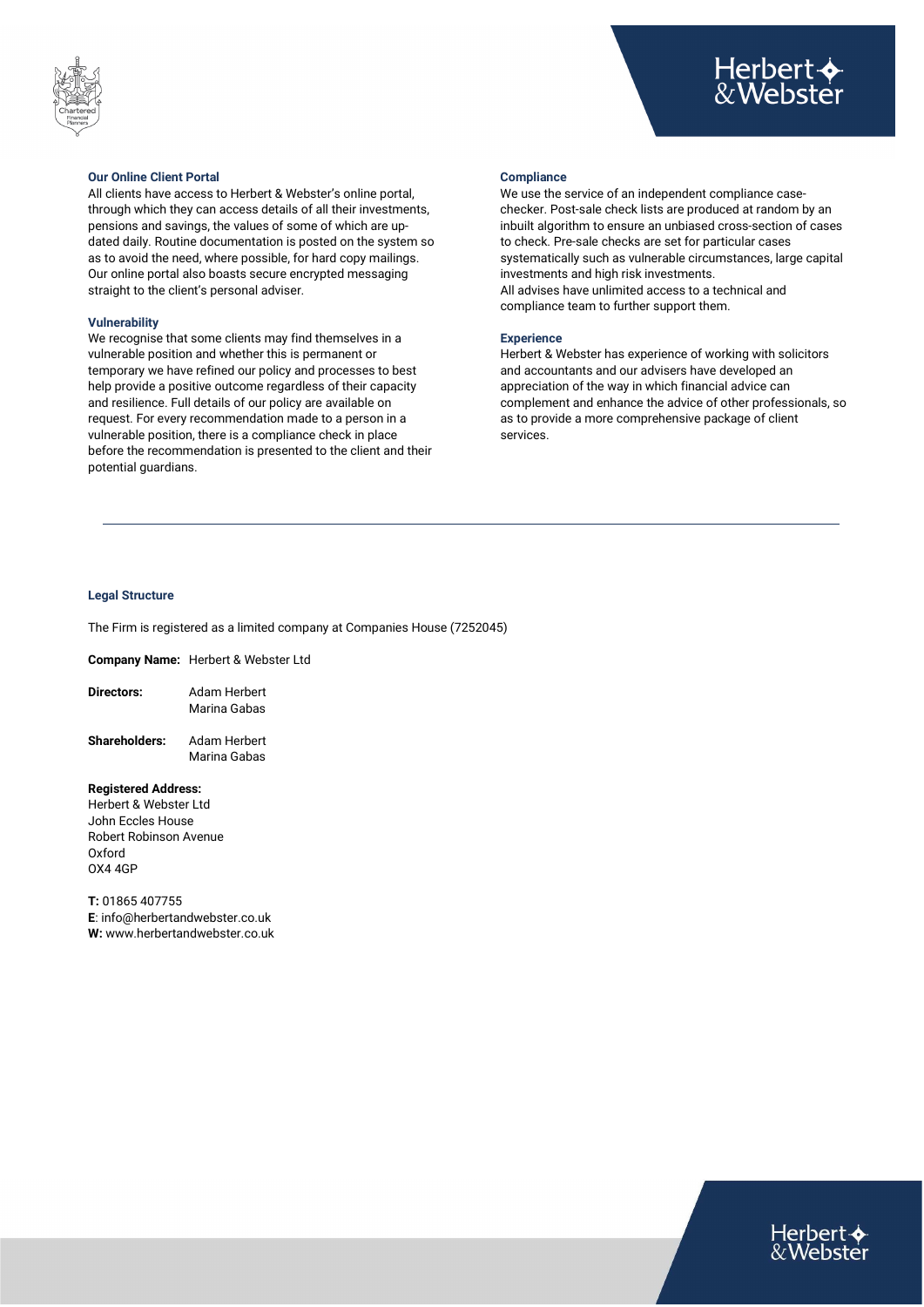### Our Online Client Portal

All clients have access to Herbert & Webster's online portal, through which they can access details of all their investments, pensions and savings, the values of some of which are up-dated daily. Routine documentation is posted on the system so as to avoid the need, where possible, for hard copy mailings. Our online portal also boasts secure encrypted messaging straight to the client's personal adviser.

### Vulnerability

We recognise that some clients may find themselves in a vulnerable position and whether this is permanent or temporary we have refined our policy and processes to best help provide a positive outcome regardless of their capacity and resilience. Full details of our policy are available on request. For every recommendation made to a person in a vulnerable position, there is a compliance check in place before the recommendation is presented to the client and their potential guardians.

### Compliance

We use the service of an independent compliance case-checker. Post-sale check lists are produced at random by an inbuilt algorithm to ensure an unbiased cross-section of cases to check. Pre-sale checks are set for particular cases systematically such as vulnerable circumstances, large capital investments and high risk investments.
All advises have unlimited access to a technical and compliance team to further support them.

### Experience

Herbert & Webster has experience of working with solicitors and accountants and our advisers have developed an appreciation of the way in which financial advice can complement and enhance the advice of other professionals, so as to provide a more comprehensive package of client services.

---

### Legal Structure

The Firm is registered as a limited company at Companies House (7252045)

**Company Name:** Herbert & Webster Ltd

**Directors:** Adam Herbert
Marina Gabas

**Shareholders:** Adam Herbert
Marina Gabas

**Registered Address:**
Herbert & Webster Ltd
John Eccles House
Robert Robinson Avenue
Oxford
OX4 4GP

**T:** 01865 407755
**E**: info@herbertandwebster.co.uk
**W:** www.herbertandwebster.co.uk